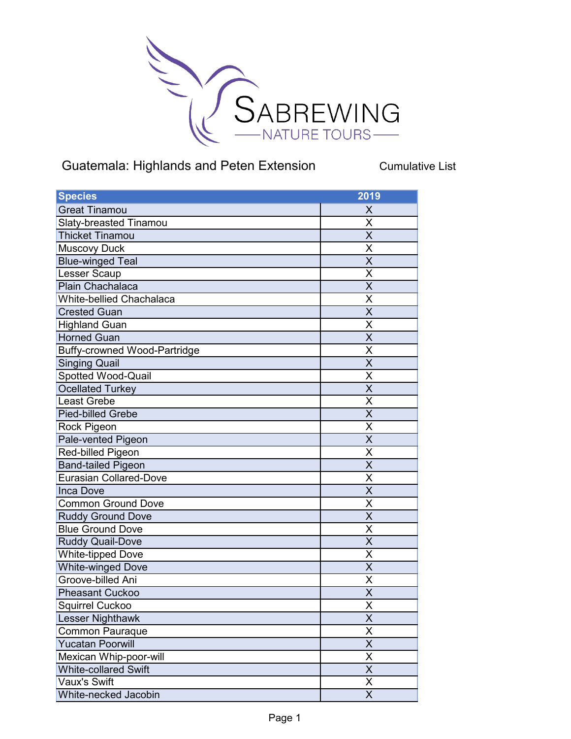# SABREWING NATURE TOURS

## Guatemala: Highlands and Peten Extension

Cumulative List

| Species | 2019 |
|---|---|
| Great Tinamou | X |
| Slaty-breasted Tinamou | X |
| Thicket Tinamou | X |
| Muscovy Duck | X |
| Blue-winged Teal | X |
| Lesser Scaup | X |
| Plain Chachalaca | X |
| White-bellied Chachalaca | X |
| Crested Guan | X |
| Highland Guan | X |
| Horned Guan | X |
| Buffy-crowned Wood-Partridge | X |
| Singing Quail | X |
| Spotted Wood-Quail | X |
| Ocellated Turkey | X |
| Least Grebe | X |
| Pied-billed Grebe | X |
| Rock Pigeon | X |
| Pale-vented Pigeon | X |
| Red-billed Pigeon | X |
| Band-tailed Pigeon | X |
| Eurasian Collared-Dove | X |
| Inca Dove | X |
| Common Ground Dove | X |
| Ruddy Ground Dove | X |
| Blue Ground Dove | X |
| Ruddy Quail-Dove | X |
| White-tipped Dove | X |
| White-winged Dove | X |
| Groove-billed Ani | X |
| Pheasant Cuckoo | X |
| Squirrel Cuckoo | X |
| Lesser Nighthawk | X |
| Common Pauraque | X |
| Yucatan Poorwill | X |
| Mexican Whip-poor-will | X |
| White-collared Swift | X |
| Vaux's Swift | X |
| White-necked Jacobin | X |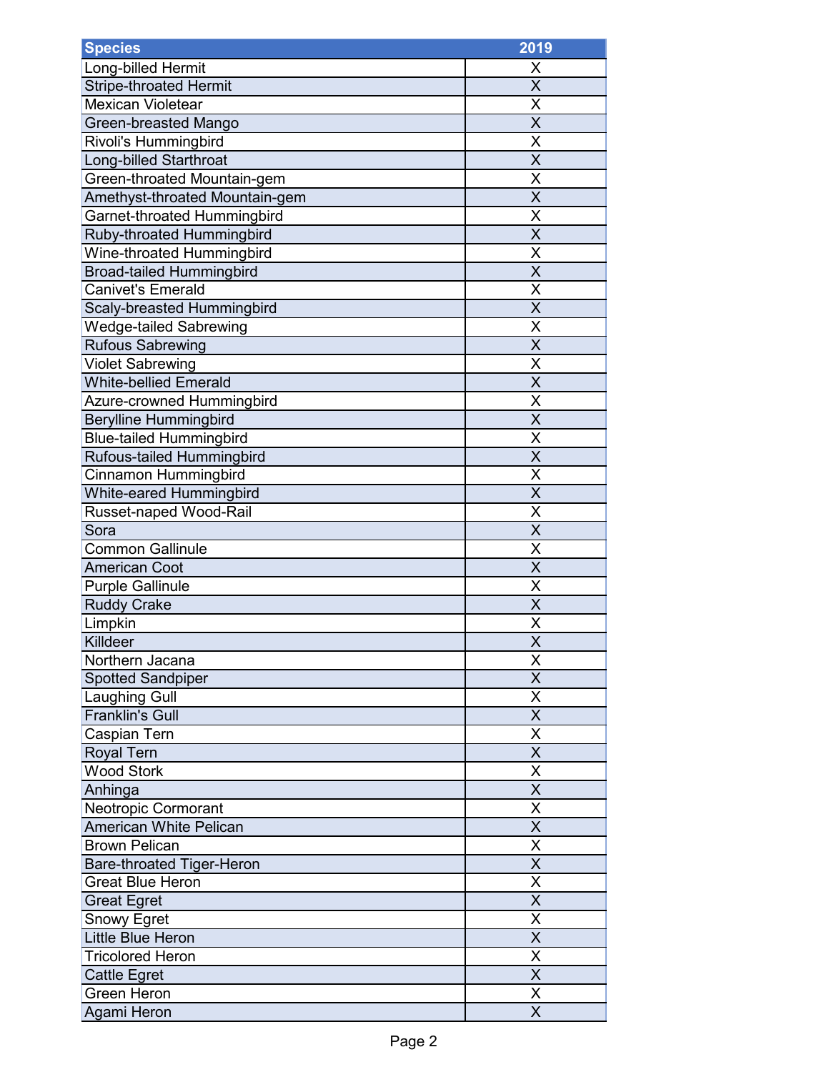| Species | 2019 |
|---|---|
| Long-billed Hermit | X |
| Stripe-throated Hermit | X |
| Mexican Violetear | X |
| Green-breasted Mango | X |
| Rivoli's Hummingbird | X |
| Long-billed Starthroat | X |
| Green-throated Mountain-gem | X |
| Amethyst-throated Mountain-gem | X |
| Garnet-throated Hummingbird | X |
| Ruby-throated Hummingbird | X |
| Wine-throated Hummingbird | X |
| Broad-tailed Hummingbird | X |
| Canivet's Emerald | X |
| Scaly-breasted Hummingbird | X |
| Wedge-tailed Sabrewing | X |
| Rufous Sabrewing | X |
| Violet Sabrewing | X |
| White-bellied Emerald | X |
| Azure-crowned Hummingbird | X |
| Berylline Hummingbird | X |
| Blue-tailed Hummingbird | X |
| Rufous-tailed Hummingbird | X |
| Cinnamon Hummingbird | X |
| White-eared Hummingbird | X |
| Russet-naped Wood-Rail | X |
| Sora | X |
| Common Gallinule | X |
| American Coot | X |
| Purple Gallinule | X |
| Ruddy Crake | X |
| Limpkin | X |
| Killdeer | X |
| Northern Jacana | X |
| Spotted Sandpiper | X |
| Laughing Gull | X |
| Franklin's Gull | X |
| Caspian Tern | X |
| Royal Tern | X |
| Wood Stork | X |
| Anhinga | X |
| Neotropic Cormorant | X |
| American White Pelican | X |
| Brown Pelican | X |
| Bare-throated Tiger-Heron | X |
| Great Blue Heron | X |
| Great Egret | X |
| Snowy Egret | X |
| Little Blue Heron | X |
| Tricolored Heron | X |
| Cattle Egret | X |
| Green Heron | X |
| Agami Heron | X |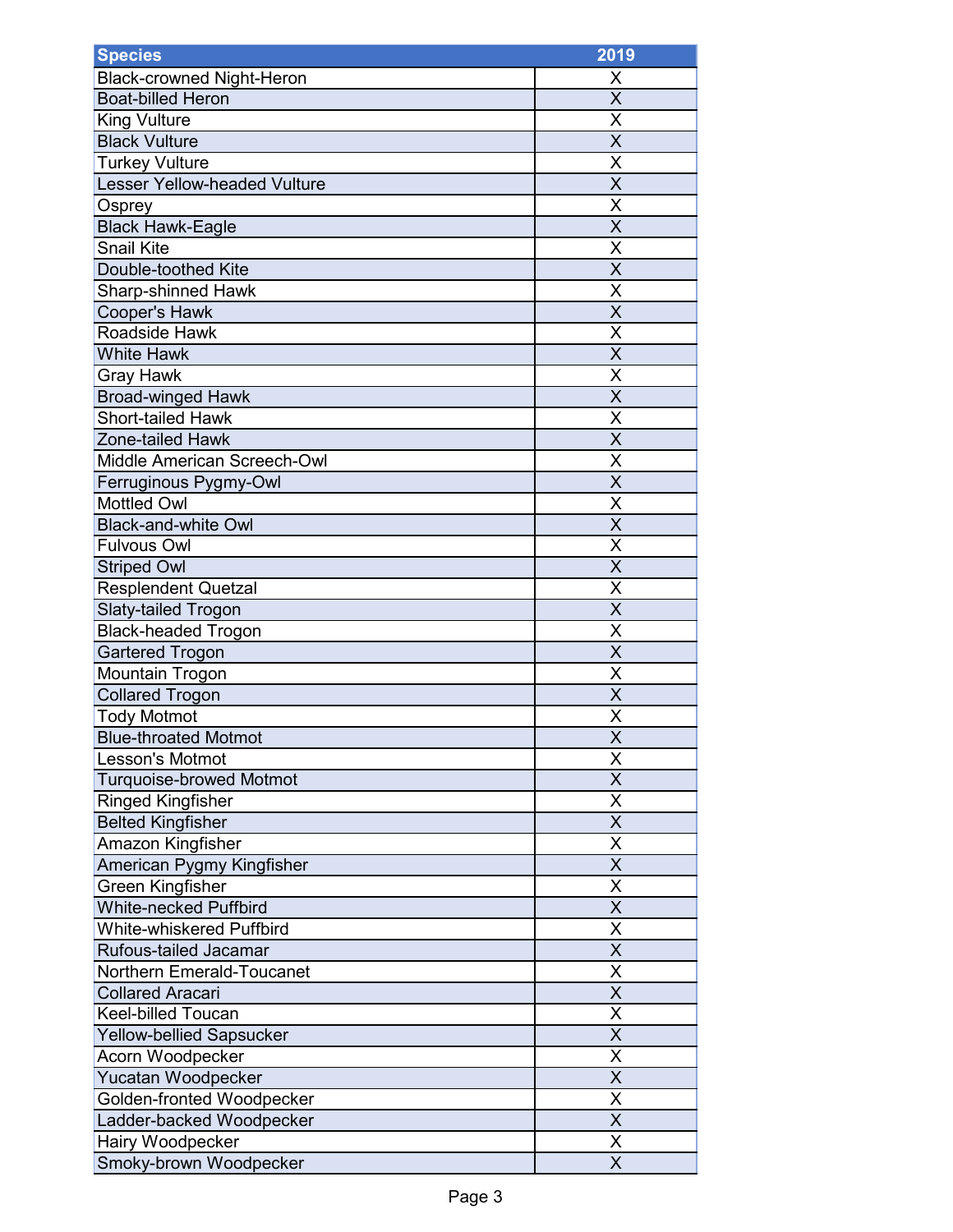| Species | 2019 |
| --- | --- |
| Black-crowned Night-Heron | X |
| Boat-billed Heron | X |
| King Vulture | X |
| Black Vulture | X |
| Turkey Vulture | X |
| Lesser Yellow-headed Vulture | X |
| Osprey | X |
| Black Hawk-Eagle | X |
| Snail Kite | X |
| Double-toothed Kite | X |
| Sharp-shinned Hawk | X |
| Cooper's Hawk | X |
| Roadside Hawk | X |
| White Hawk | X |
| Gray Hawk | X |
| Broad-winged Hawk | X |
| Short-tailed Hawk | X |
| Zone-tailed Hawk | X |
| Middle American Screech-Owl | X |
| Ferruginous Pygmy-Owl | X |
| Mottled Owl | X |
| Black-and-white Owl | X |
| Fulvous Owl | X |
| Striped Owl | X |
| Resplendent Quetzal | X |
| Slaty-tailed Trogon | X |
| Black-headed Trogon | X |
| Gartered Trogon | X |
| Mountain Trogon | X |
| Collared Trogon | X |
| Tody Motmot | X |
| Blue-throated Motmot | X |
| Lesson's Motmot | X |
| Turquoise-browed Motmot | X |
| Ringed Kingfisher | X |
| Belted Kingfisher | X |
| Amazon Kingfisher | X |
| American Pygmy Kingfisher | X |
| Green Kingfisher | X |
| White-necked Puffbird | X |
| White-whiskered Puffbird | X |
| Rufous-tailed Jacamar | X |
| Northern Emerald-Toucanet | X |
| Collared Aracari | X |
| Keel-billed Toucan | X |
| Yellow-bellied Sapsucker | X |
| Acorn Woodpecker | X |
| Yucatan Woodpecker | X |
| Golden-fronted Woodpecker | X |
| Ladder-backed Woodpecker | X |
| Hairy Woodpecker | X |
| Smoky-brown Woodpecker | X |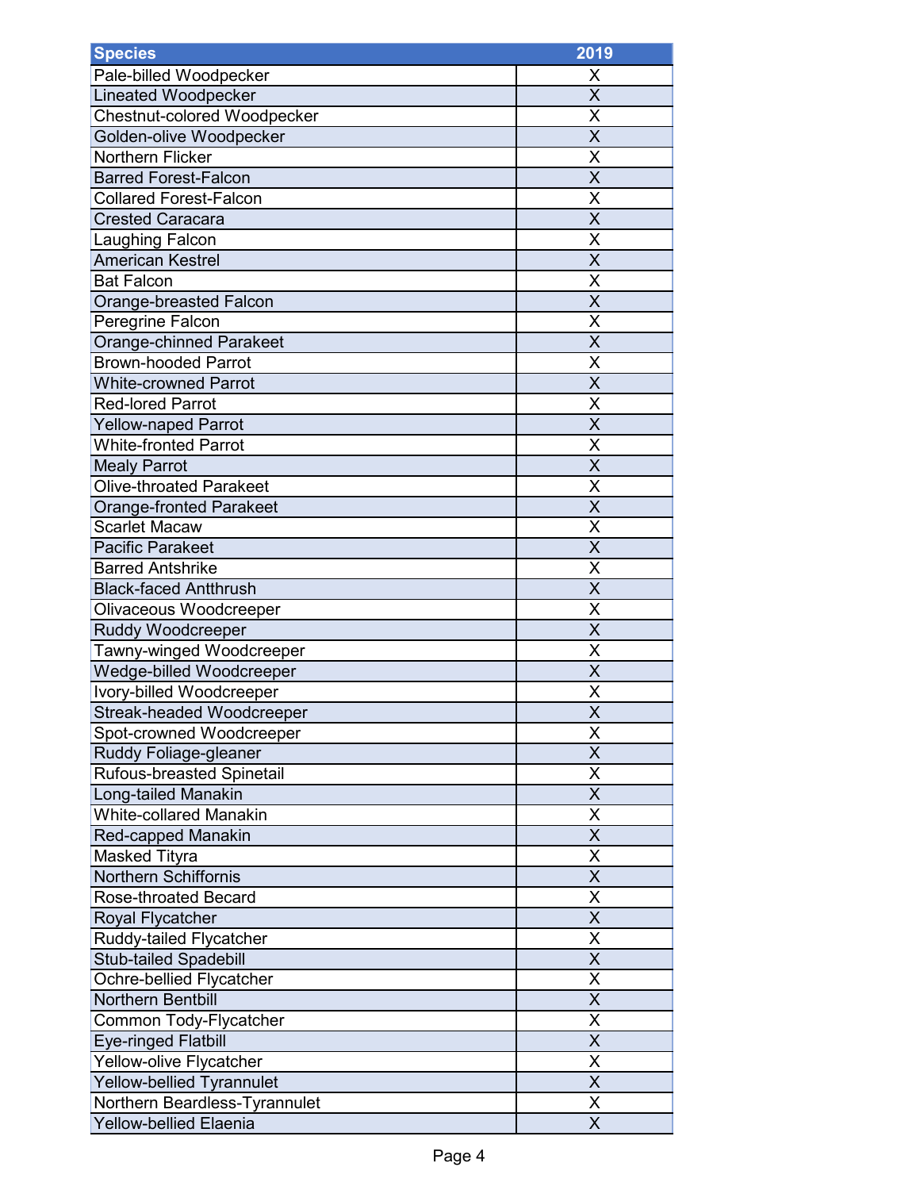| Species | 2019 |
| --- | --- |
| Pale-billed Woodpecker | X |
| Lineated Woodpecker | X |
| Chestnut-colored Woodpecker | X |
| Golden-olive Woodpecker | X |
| Northern Flicker | X |
| Barred Forest-Falcon | X |
| Collared Forest-Falcon | X |
| Crested Caracara | X |
| Laughing Falcon | X |
| American Kestrel | X |
| Bat Falcon | X |
| Orange-breasted Falcon | X |
| Peregrine Falcon | X |
| Orange-chinned Parakeet | X |
| Brown-hooded Parrot | X |
| White-crowned Parrot | X |
| Red-lored Parrot | X |
| Yellow-naped Parrot | X |
| White-fronted Parrot | X |
| Mealy Parrot | X |
| Olive-throated Parakeet | X |
| Orange-fronted Parakeet | X |
| Scarlet Macaw | X |
| Pacific Parakeet | X |
| Barred Antshrike | X |
| Black-faced Antthrush | X |
| Olivaceous Woodcreeper | X |
| Ruddy Woodcreeper | X |
| Tawny-winged Woodcreeper | X |
| Wedge-billed Woodcreeper | X |
| Ivory-billed Woodcreeper | X |
| Streak-headed Woodcreeper | X |
| Spot-crowned Woodcreeper | X |
| Ruddy Foliage-gleaner | X |
| Rufous-breasted Spinetail | X |
| Long-tailed Manakin | X |
| White-collared Manakin | X |
| Red-capped Manakin | X |
| Masked Tityra | X |
| Northern Schiffornis | X |
| Rose-throated Becard | X |
| Royal Flycatcher | X |
| Ruddy-tailed Flycatcher | X |
| Stub-tailed Spadebill | X |
| Ochre-bellied Flycatcher | X |
| Northern Bentbill | X |
| Common Tody-Flycatcher | X |
| Eye-ringed Flatbill | X |
| Yellow-olive Flycatcher | X |
| Yellow-bellied Tyrannulet | X |
| Northern Beardless-Tyrannulet | X |
| Yellow-bellied Elaenia | X |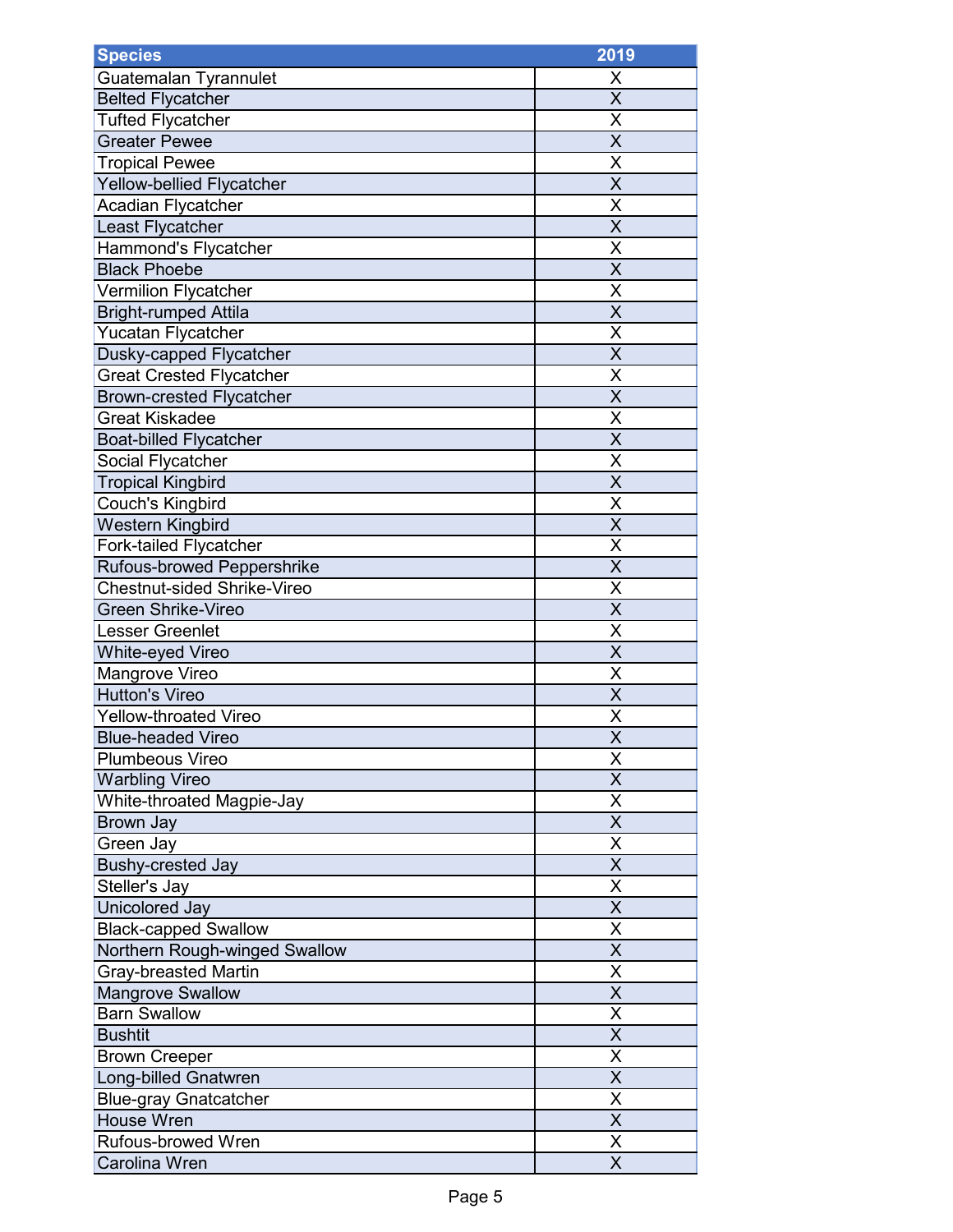| Species | 2019 |
|---|---|
| Guatemalan Tyrannulet | X |
| Belted Flycatcher | X |
| Tufted Flycatcher | X |
| Greater Pewee | X |
| Tropical Pewee | X |
| Yellow-bellied Flycatcher | X |
| Acadian Flycatcher | X |
| Least Flycatcher | X |
| Hammond's Flycatcher | X |
| Black Phoebe | X |
| Vermilion Flycatcher | X |
| Bright-rumped Attila | X |
| Yucatan Flycatcher | X |
| Dusky-capped Flycatcher | X |
| Great Crested Flycatcher | X |
| Brown-crested Flycatcher | X |
| Great Kiskadee | X |
| Boat-billed Flycatcher | X |
| Social Flycatcher | X |
| Tropical Kingbird | X |
| Couch's Kingbird | X |
| Western Kingbird | X |
| Fork-tailed Flycatcher | X |
| Rufous-browed Peppershrike | X |
| Chestnut-sided Shrike-Vireo | X |
| Green Shrike-Vireo | X |
| Lesser Greenlet | X |
| White-eyed Vireo | X |
| Mangrove Vireo | X |
| Hutton's Vireo | X |
| Yellow-throated Vireo | X |
| Blue-headed Vireo | X |
| Plumbeous Vireo | X |
| Warbling Vireo | X |
| White-throated Magpie-Jay | X |
| Brown Jay | X |
| Green Jay | X |
| Bushy-crested Jay | X |
| Steller's Jay | X |
| Unicolored Jay | X |
| Black-capped Swallow | X |
| Northern Rough-winged Swallow | X |
| Gray-breasted Martin | X |
| Mangrove Swallow | X |
| Barn Swallow | X |
| Bushtit | X |
| Brown Creeper | X |
| Long-billed Gnatwren | X |
| Blue-gray Gnatcatcher | X |
| House Wren | X |
| Rufous-browed Wren | X |
| Carolina Wren | X |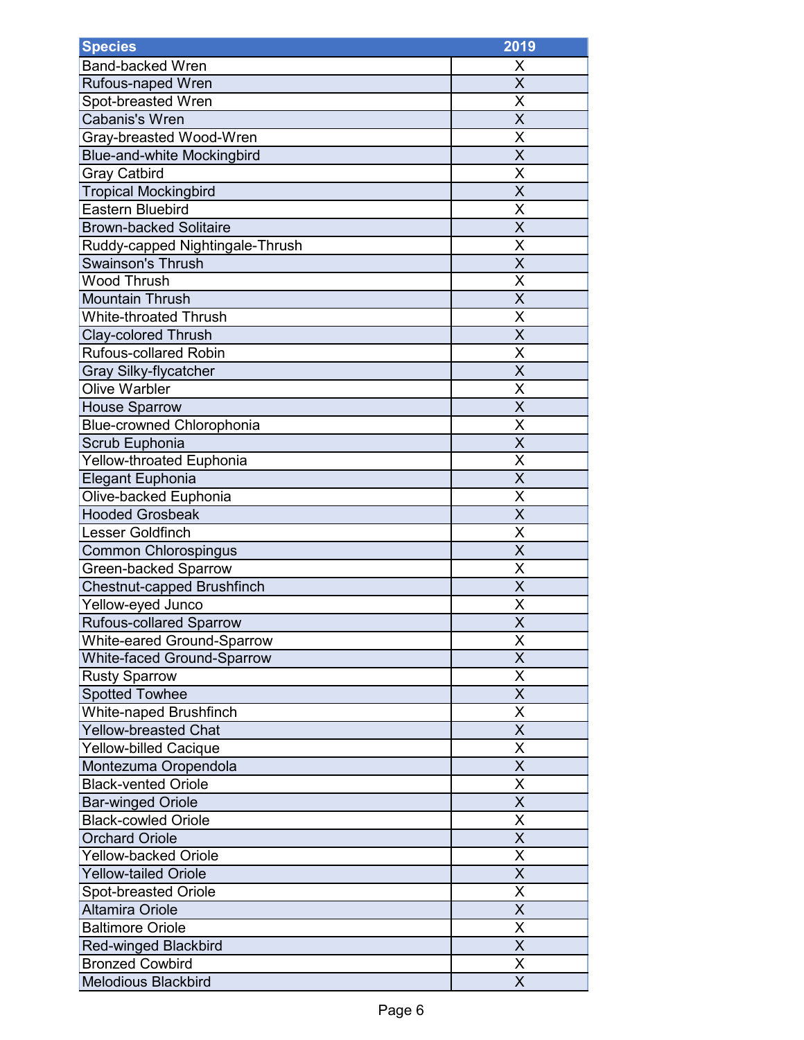| Species | 2019 |
| --- | --- |
| Band-backed Wren | X |
| Rufous-naped Wren | X |
| Spot-breasted Wren | X |
| Cabanis's Wren | X |
| Gray-breasted Wood-Wren | X |
| Blue-and-white Mockingbird | X |
| Gray Catbird | X |
| Tropical Mockingbird | X |
| Eastern Bluebird | X |
| Brown-backed Solitaire | X |
| Ruddy-capped Nightingale-Thrush | X |
| Swainson's Thrush | X |
| Wood Thrush | X |
| Mountain Thrush | X |
| White-throated Thrush | X |
| Clay-colored Thrush | X |
| Rufous-collared Robin | X |
| Gray Silky-flycatcher | X |
| Olive Warbler | X |
| House Sparrow | X |
| Blue-crowned Chlorophonia | X |
| Scrub Euphonia | X |
| Yellow-throated Euphonia | X |
| Elegant Euphonia | X |
| Olive-backed Euphonia | X |
| Hooded Grosbeak | X |
| Lesser Goldfinch | X |
| Common Chlorospingus | X |
| Green-backed Sparrow | X |
| Chestnut-capped Brushfinch | X |
| Yellow-eyed Junco | X |
| Rufous-collared Sparrow | X |
| White-eared Ground-Sparrow | X |
| White-faced Ground-Sparrow | X |
| Rusty Sparrow | X |
| Spotted Towhee | X |
| White-naped Brushfinch | X |
| Yellow-breasted Chat | X |
| Yellow-billed Cacique | X |
| Montezuma Oropendola | X |
| Black-vented Oriole | X |
| Bar-winged Oriole | X |
| Black-cowled Oriole | X |
| Orchard Oriole | X |
| Yellow-backed Oriole | X |
| Yellow-tailed Oriole | X |
| Spot-breasted Oriole | X |
| Altamira Oriole | X |
| Baltimore Oriole | X |
| Red-winged Blackbird | X |
| Bronzed Cowbird | X |
| Melodious Blackbird | X |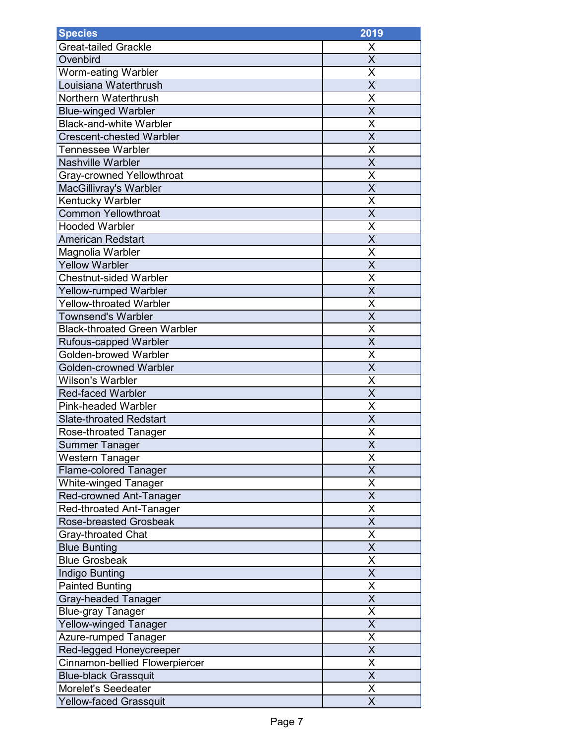| Species | 2019 |
| --- | --- |
| Great-tailed Grackle | X |
| Ovenbird | X |
| Worm-eating Warbler | X |
| Louisiana Waterthrush | X |
| Northern Waterthrush | X |
| Blue-winged Warbler | X |
| Black-and-white Warbler | X |
| Crescent-chested Warbler | X |
| Tennessee Warbler | X |
| Nashville Warbler | X |
| Gray-crowned Yellowthroat | X |
| MacGillivray's Warbler | X |
| Kentucky Warbler | X |
| Common Yellowthroat | X |
| Hooded Warbler | X |
| American Redstart | X |
| Magnolia Warbler | X |
| Yellow Warbler | X |
| Chestnut-sided Warbler | X |
| Yellow-rumped Warbler | X |
| Yellow-throated Warbler | X |
| Townsend's Warbler | X |
| Black-throated Green Warbler | X |
| Rufous-capped Warbler | X |
| Golden-browed Warbler | X |
| Golden-crowned Warbler | X |
| Wilson's Warbler | X |
| Red-faced Warbler | X |
| Pink-headed Warbler | X |
| Slate-throated Redstart | X |
| Rose-throated Tanager | X |
| Summer Tanager | X |
| Western Tanager | X |
| Flame-colored Tanager | X |
| White-winged Tanager | X |
| Red-crowned Ant-Tanager | X |
| Red-throated Ant-Tanager | X |
| Rose-breasted Grosbeak | X |
| Gray-throated Chat | X |
| Blue Bunting | X |
| Blue Grosbeak | X |
| Indigo Bunting | X |
| Painted Bunting | X |
| Gray-headed Tanager | X |
| Blue-gray Tanager | X |
| Yellow-winged Tanager | X |
| Azure-rumped Tanager | X |
| Red-legged Honeycreeper | X |
| Cinnamon-bellied Flowerpiercer | X |
| Blue-black Grassquit | X |
| Morelet's Seedeater | X |
| Yellow-faced Grassquit | X |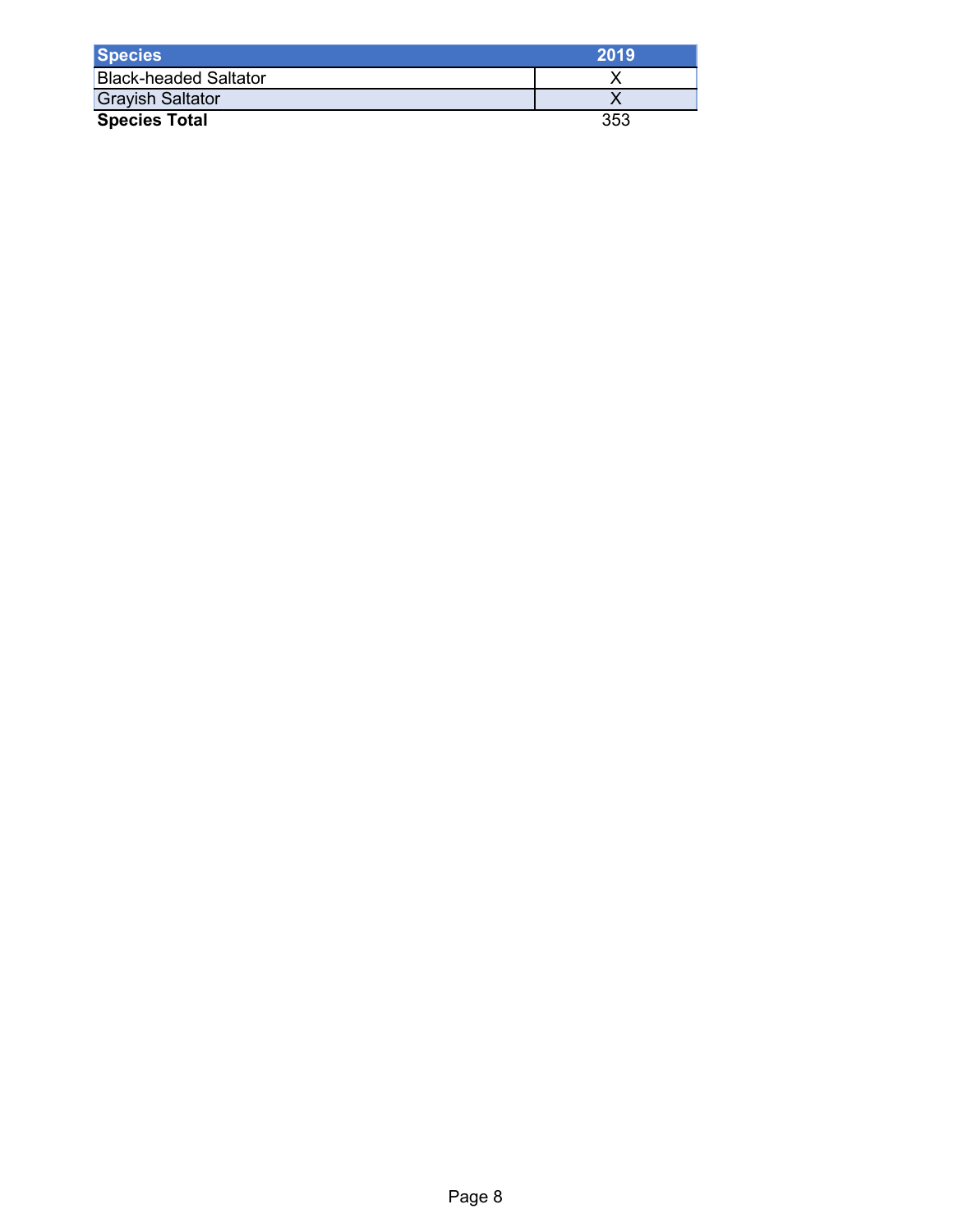| Species | 2019 |
|---|---|
| Black-headed Saltator | X |
| Grayish Saltator | X |
| **Species Total** | 353 |